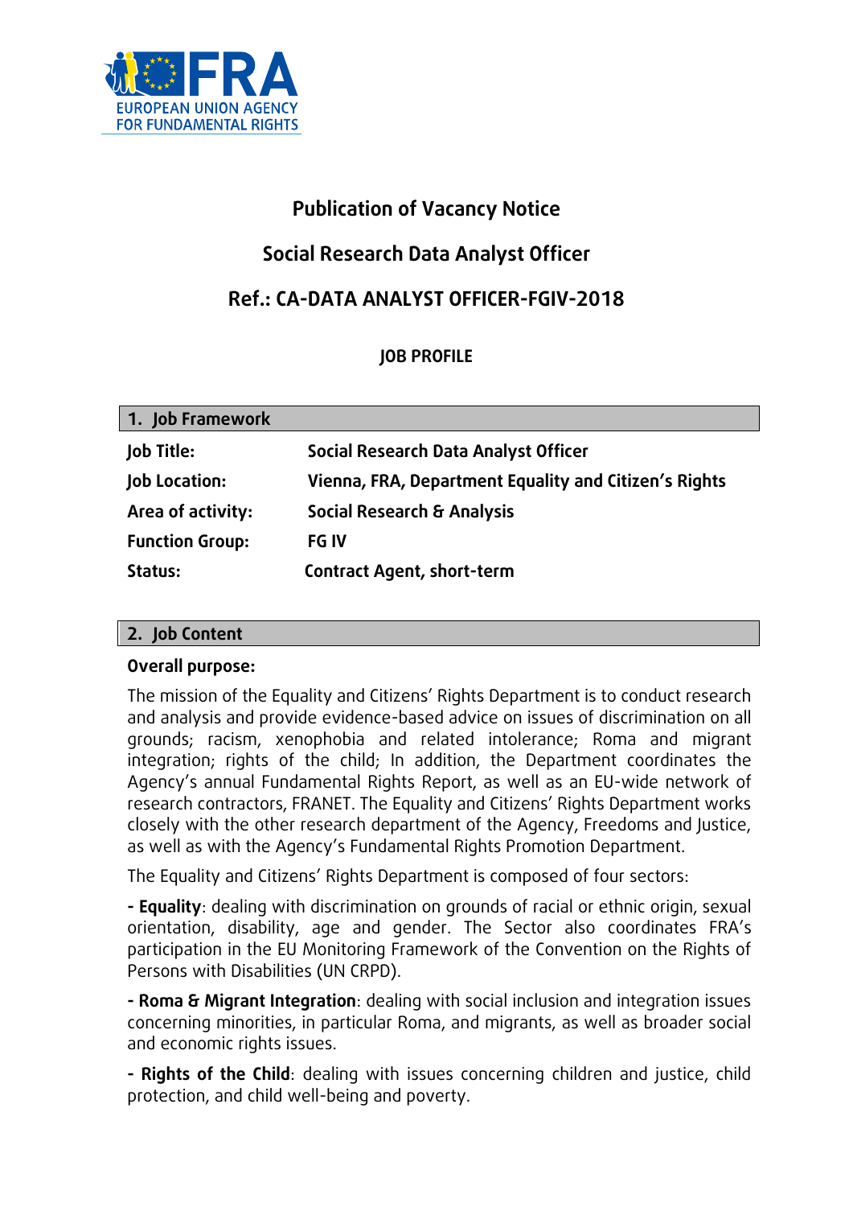EUROPEAN UNION AGENCY FOR FUNDAMENTAL RIGHTS

# Publication of Vacancy Notice

# Social Research Data Analyst Officer

# Ref.: CA-DATA ANALYST OFFICER-FGIV-2018

## JOB PROFILE

### 1. Job Framework

| | |
|---|---|
| **Job Title:** | **Social Research Data Analyst Officer** |
| **Job Location:** | **Vienna, FRA, Department Equality and Citizen's Rights** |
| **Area of activity:** | **Social Research & Analysis** |
| **Function Group:** | **FG IV** |
| **Status:** | **Contract Agent, short-term** |

### 2. Job Content

**Overall purpose:**

The mission of the Equality and Citizens' Rights Department is to conduct research and analysis and provide evidence-based advice on issues of discrimination on all grounds; racism, xenophobia and related intolerance; Roma and migrant integration; rights of the child; In addition, the Department coordinates the Agency's annual Fundamental Rights Report, as well as an EU-wide network of research contractors, FRANET. The Equality and Citizens' Rights Department works closely with the other research department of the Agency, Freedoms and Justice, as well as with the Agency's Fundamental Rights Promotion Department.

The Equality and Citizens' Rights Department is composed of four sectors:

**- Equality**: dealing with discrimination on grounds of racial or ethnic origin, sexual orientation, disability, age and gender. The Sector also coordinates FRA's participation in the EU Monitoring Framework of the Convention on the Rights of Persons with Disabilities (UN CRPD).

**- Roma & Migrant Integration**: dealing with social inclusion and integration issues concerning minorities, in particular Roma, and migrants, as well as broader social and economic rights issues.

**- Rights of the Child**: dealing with issues concerning children and justice, child protection, and child well-being and poverty.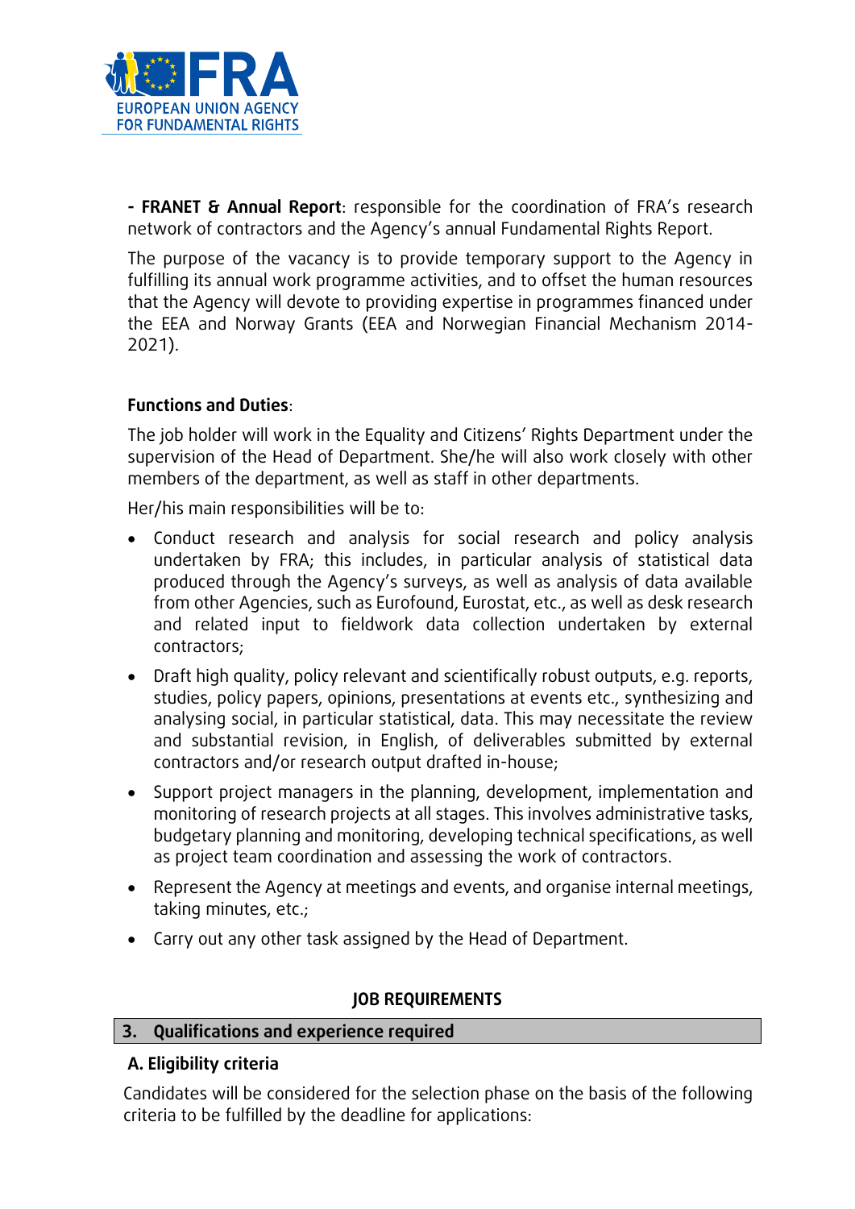**- FRANET & Annual Report**: responsible for the coordination of FRA's research network of contractors and the Agency's annual Fundamental Rights Report.

The purpose of the vacancy is to provide temporary support to the Agency in fulfilling its annual work programme activities, and to offset the human resources that the Agency will devote to providing expertise in programmes financed under the EEA and Norway Grants (EEA and Norwegian Financial Mechanism 2014-2021).

**Functions and Duties**:

The job holder will work in the Equality and Citizens' Rights Department under the supervision of the Head of Department. She/he will also work closely with other members of the department, as well as staff in other departments.

Her/his main responsibilities will be to:

- Conduct research and analysis for social research and policy analysis undertaken by FRA; this includes, in particular analysis of statistical data produced through the Agency's surveys, as well as analysis of data available from other Agencies, such as Eurofound, Eurostat, etc., as well as desk research and related input to fieldwork data collection undertaken by external contractors;
- Draft high quality, policy relevant and scientifically robust outputs, e.g. reports, studies, policy papers, opinions, presentations at events etc., synthesizing and analysing social, in particular statistical, data. This may necessitate the review and substantial revision, in English, of deliverables submitted by external contractors and/or research output drafted in-house;
- Support project managers in the planning, development, implementation and monitoring of research projects at all stages. This involves administrative tasks, budgetary planning and monitoring, developing technical specifications, as well as project team coordination and assessing the work of contractors.
- Represent the Agency at meetings and events, and organise internal meetings, taking minutes, etc.;
- Carry out any other task assigned by the Head of Department.

**JOB REQUIREMENTS**

## 3. Qualifications and experience required

### A. Eligibility criteria

Candidates will be considered for the selection phase on the basis of the following criteria to be fulfilled by the deadline for applications: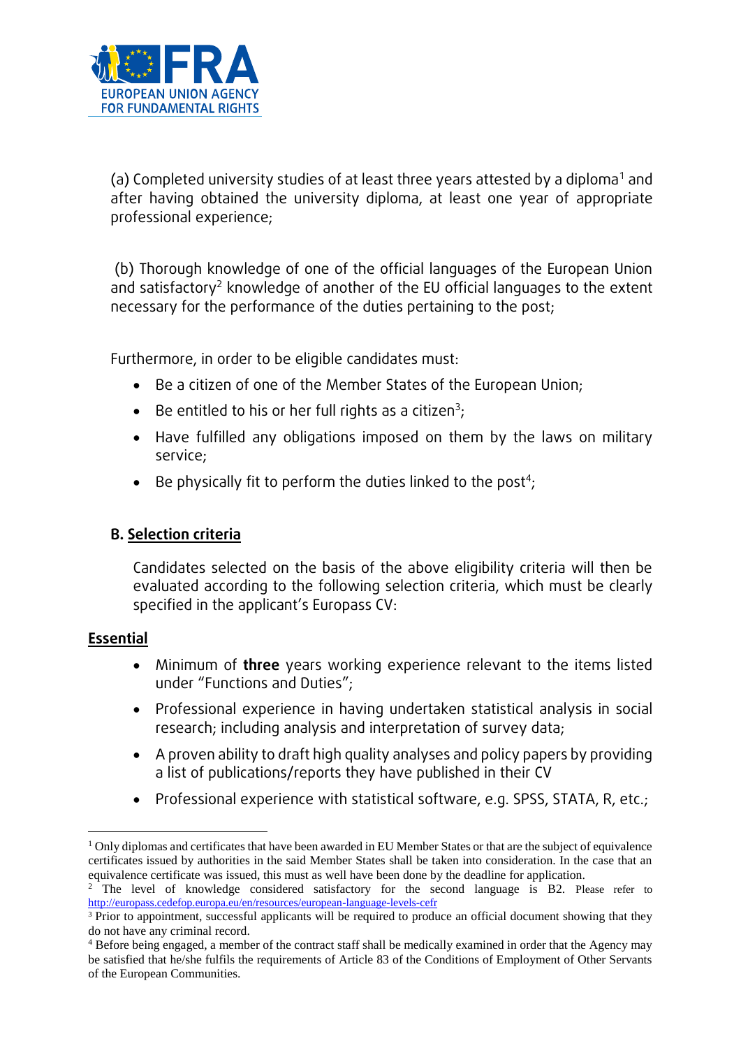(a) Completed university studies of at least three years attested by a diploma[1] and after having obtained the university diploma, at least one year of appropriate professional experience;

(b) Thorough knowledge of one of the official languages of the European Union and satisfactory[2] knowledge of another of the EU official languages to the extent necessary for the performance of the duties pertaining to the post;

Furthermore, in order to be eligible candidates must:

- Be a citizen of one of the Member States of the European Union;
- Be entitled to his or her full rights as a citizen[3];
- Have fulfilled any obligations imposed on them by the laws on military service;
- Be physically fit to perform the duties linked to the post[4];

## B. Selection criteria

Candidates selected on the basis of the above eligibility criteria will then be evaluated according to the following selection criteria, which must be clearly specified in the applicant's Europass CV:

### Essential

- Minimum of **three** years working experience relevant to the items listed under "Functions and Duties";
- Professional experience in having undertaken statistical analysis in social research; including analysis and interpretation of survey data;
- A proven ability to draft high quality analyses and policy papers by providing a list of publications/reports they have published in their CV
- Professional experience with statistical software, e.g. SPSS, STATA, R, etc.;

---

[1] Only diplomas and certificates that have been awarded in EU Member States or that are the subject of equivalence certificates issued by authorities in the said Member States shall be taken into consideration. In the case that an equivalence certificate was issued, this must as well have been done by the deadline for application.

[2] The level of knowledge considered satisfactory for the second language is B2. Please refer to http://europass.cedefop.europa.eu/en/resources/european-language-levels-cefr

[3] Prior to appointment, successful applicants will be required to produce an official document showing that they do not have any criminal record.

[4] Before being engaged, a member of the contract staff shall be medically examined in order that the Agency may be satisfied that he/she fulfils the requirements of Article 83 of the Conditions of Employment of Other Servants of the European Communities.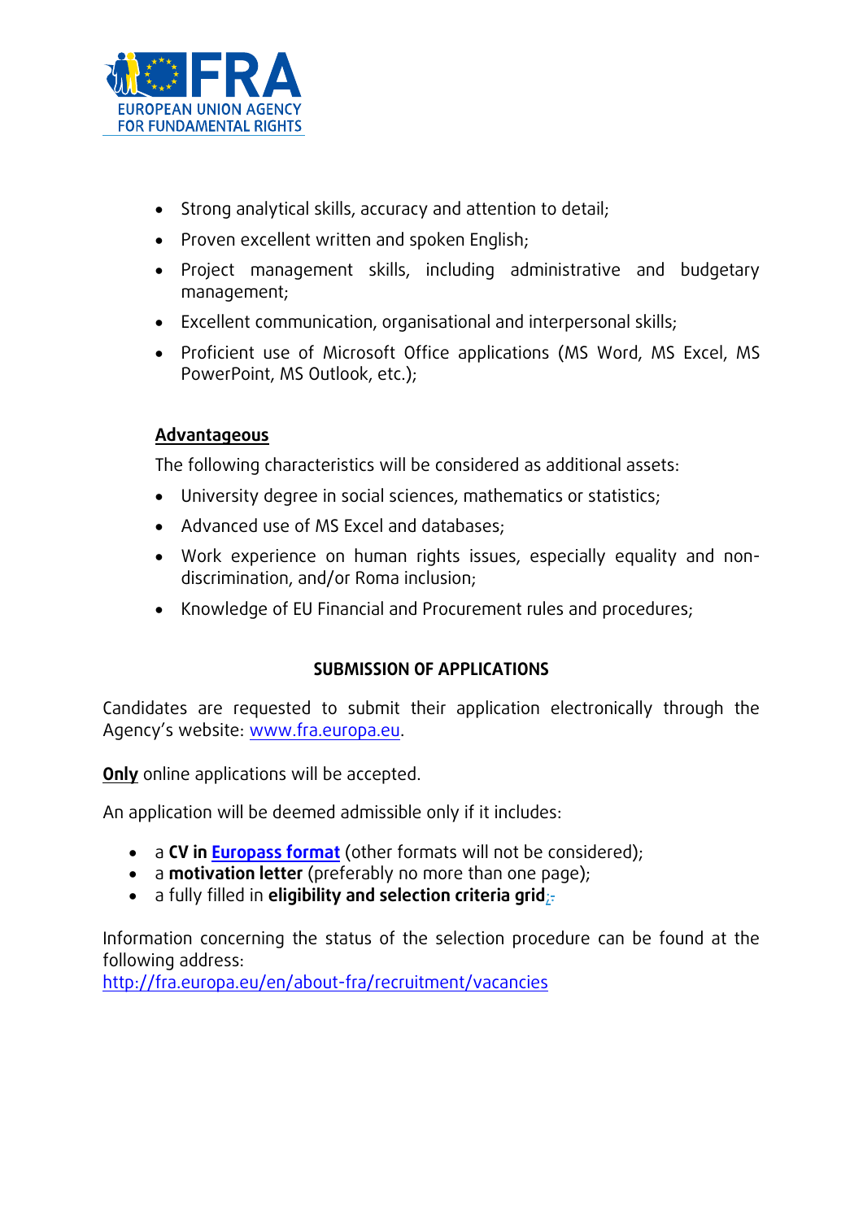- Strong analytical skills, accuracy and attention to detail;
- Proven excellent written and spoken English;
- Project management skills, including administrative and budgetary management;
- Excellent communication, organisational and interpersonal skills;
- Proficient use of Microsoft Office applications (MS Word, MS Excel, MS PowerPoint, MS Outlook, etc.);

**Advantageous**

The following characteristics will be considered as additional assets:

- University degree in social sciences, mathematics or statistics;
- Advanced use of MS Excel and databases;
- Work experience on human rights issues, especially equality and non-discrimination, and/or Roma inclusion;
- Knowledge of EU Financial and Procurement rules and procedures;

## SUBMISSION OF APPLICATIONS

Candidates are requested to submit their application electronically through the Agency's website: www.fra.europa.eu.

**Only** online applications will be accepted.

An application will be deemed admissible only if it includes:

- a **CV in Europass format** (other formats will not be considered);
- a **motivation letter** (preferably no more than one page);
- a fully filled in **eligibility and selection criteria grid**;

Information concerning the status of the selection procedure can be found at the following address:
http://fra.europa.eu/en/about-fra/recruitment/vacancies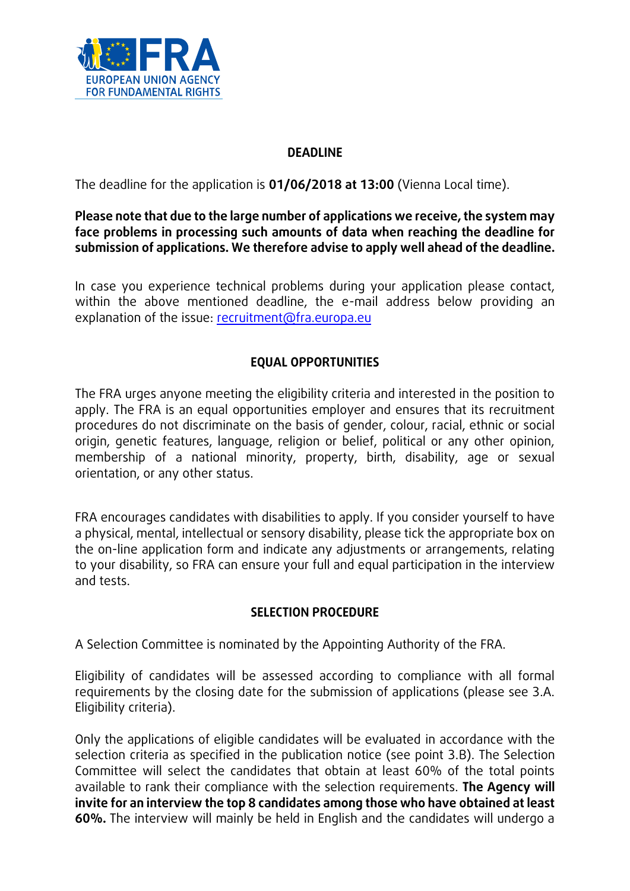## DEADLINE

The deadline for the application is **01/06/2018 at 13:00** (Vienna Local time).

**Please note that due to the large number of applications we receive, the system may face problems in processing such amounts of data when reaching the deadline for submission of applications. We therefore advise to apply well ahead of the deadline.**

In case you experience technical problems during your application please contact, within the above mentioned deadline, the e-mail address below providing an explanation of the issue: recruitment@fra.europa.eu

## EQUAL OPPORTUNITIES

The FRA urges anyone meeting the eligibility criteria and interested in the position to apply. The FRA is an equal opportunities employer and ensures that its recruitment procedures do not discriminate on the basis of gender, colour, racial, ethnic or social origin, genetic features, language, religion or belief, political or any other opinion, membership of a national minority, property, birth, disability, age or sexual orientation, or any other status.

FRA encourages candidates with disabilities to apply. If you consider yourself to have a physical, mental, intellectual or sensory disability, please tick the appropriate box on the on-line application form and indicate any adjustments or arrangements, relating to your disability, so FRA can ensure your full and equal participation in the interview and tests.

## SELECTION PROCEDURE

A Selection Committee is nominated by the Appointing Authority of the FRA.

Eligibility of candidates will be assessed according to compliance with all formal requirements by the closing date for the submission of applications (please see 3.A. Eligibility criteria).

Only the applications of eligible candidates will be evaluated in accordance with the selection criteria as specified in the publication notice (see point 3.B). The Selection Committee will select the candidates that obtain at least 60% of the total points available to rank their compliance with the selection requirements. **The Agency will invite for an interview the top 8 candidates among those who have obtained at least 60%.** The interview will mainly be held in English and the candidates will undergo a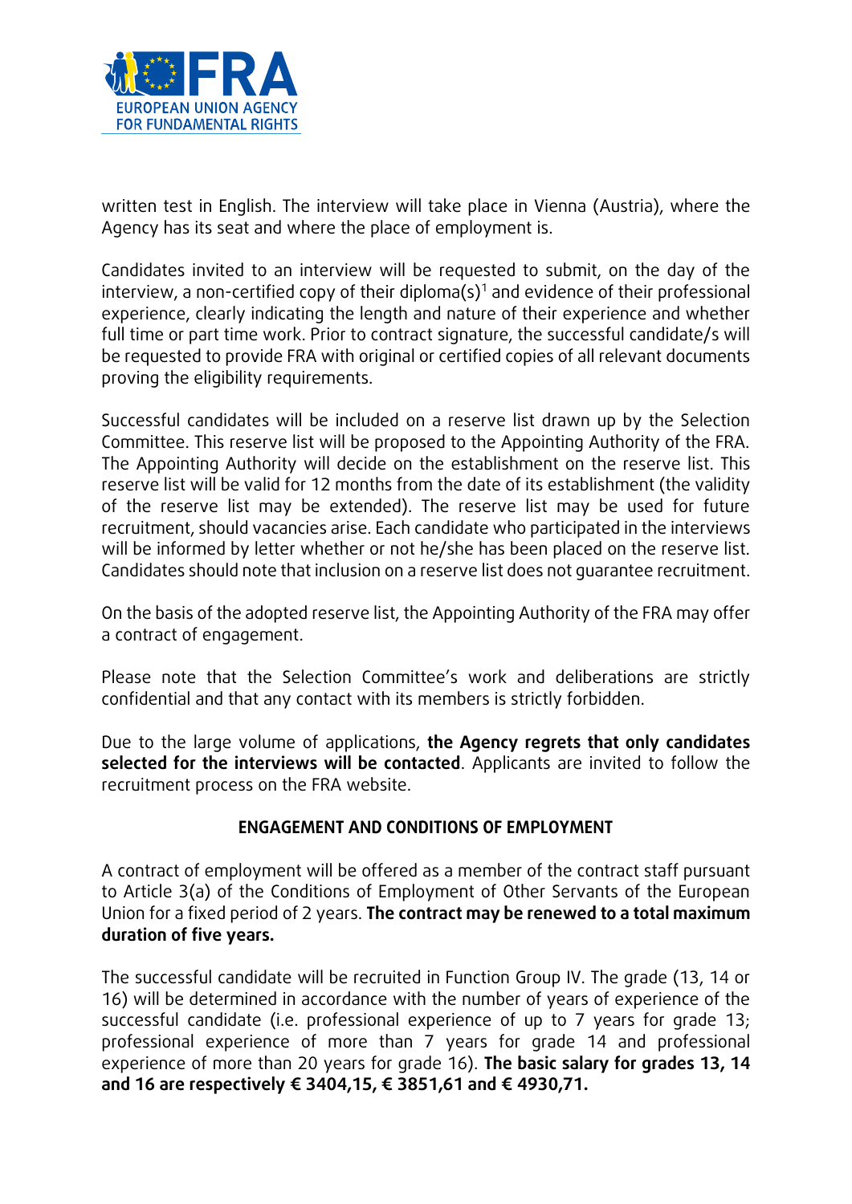written test in English. The interview will take place in Vienna (Austria), where the Agency has its seat and where the place of employment is.

Candidates invited to an interview will be requested to submit, on the day of the interview, a non-certified copy of their diploma(s)[1] and evidence of their professional experience, clearly indicating the length and nature of their experience and whether full time or part time work. Prior to contract signature, the successful candidate/s will be requested to provide FRA with original or certified copies of all relevant documents proving the eligibility requirements.

Successful candidates will be included on a reserve list drawn up by the Selection Committee. This reserve list will be proposed to the Appointing Authority of the FRA. The Appointing Authority will decide on the establishment on the reserve list. This reserve list will be valid for 12 months from the date of its establishment (the validity of the reserve list may be extended). The reserve list may be used for future recruitment, should vacancies arise. Each candidate who participated in the interviews will be informed by letter whether or not he/she has been placed on the reserve list. Candidates should note that inclusion on a reserve list does not guarantee recruitment.

On the basis of the adopted reserve list, the Appointing Authority of the FRA may offer a contract of engagement.

Please note that the Selection Committee's work and deliberations are strictly confidential and that any contact with its members is strictly forbidden.

Due to the large volume of applications, **the Agency regrets that only candidates selected for the interviews will be contacted**. Applicants are invited to follow the recruitment process on the FRA website.

## ENGAGEMENT AND CONDITIONS OF EMPLOYMENT

A contract of employment will be offered as a member of the contract staff pursuant to Article 3(a) of the Conditions of Employment of Other Servants of the European Union for a fixed period of 2 years. **The contract may be renewed to a total maximum duration of five years.**

The successful candidate will be recruited in Function Group IV. The grade (13, 14 or 16) will be determined in accordance with the number of years of experience of the successful candidate (i.e. professional experience of up to 7 years for grade 13; professional experience of more than 7 years for grade 14 and professional experience of more than 20 years for grade 16). **The basic salary for grades 13, 14 and 16 are respectively € 3404,15, € 3851,61 and € 4930,71.**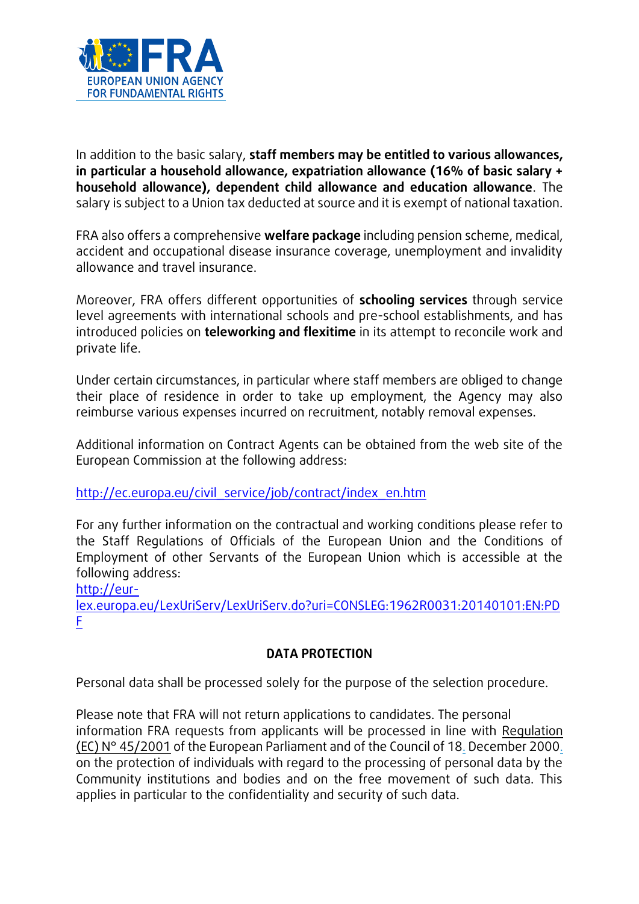In addition to the basic salary, **staff members may be entitled to various allowances, in particular a household allowance, expatriation allowance (16% of basic salary + household allowance), dependent child allowance and education allowance**. The salary is subject to a Union tax deducted at source and it is exempt of national taxation.

FRA also offers a comprehensive **welfare package** including pension scheme, medical, accident and occupational disease insurance coverage, unemployment and invalidity allowance and travel insurance.

Moreover, FRA offers different opportunities of **schooling services** through service level agreements with international schools and pre-school establishments, and has introduced policies on **teleworking and flexitime** in its attempt to reconcile work and private life.

Under certain circumstances, in particular where staff members are obliged to change their place of residence in order to take up employment, the Agency may also reimburse various expenses incurred on recruitment, notably removal expenses.

Additional information on Contract Agents can be obtained from the web site of the European Commission at the following address:

http://ec.europa.eu/civil_service/job/contract/index_en.htm

For any further information on the contractual and working conditions please refer to the Staff Regulations of Officials of the European Union and the Conditions of Employment of other Servants of the European Union which is accessible at the following address:
http://eur-lex.europa.eu/LexUriServ/LexUriServ.do?uri=CONSLEG:1962R0031:20140101:EN:PDF

## DATA PROTECTION

Personal data shall be processed solely for the purpose of the selection procedure.

Please note that FRA will not return applications to candidates. The personal information FRA requests from applicants will be processed in line with Regulation (EC) N° 45/2001 of the European Parliament and of the Council of 18. December 2000. on the protection of individuals with regard to the processing of personal data by the Community institutions and bodies and on the free movement of such data. This applies in particular to the confidentiality and security of such data.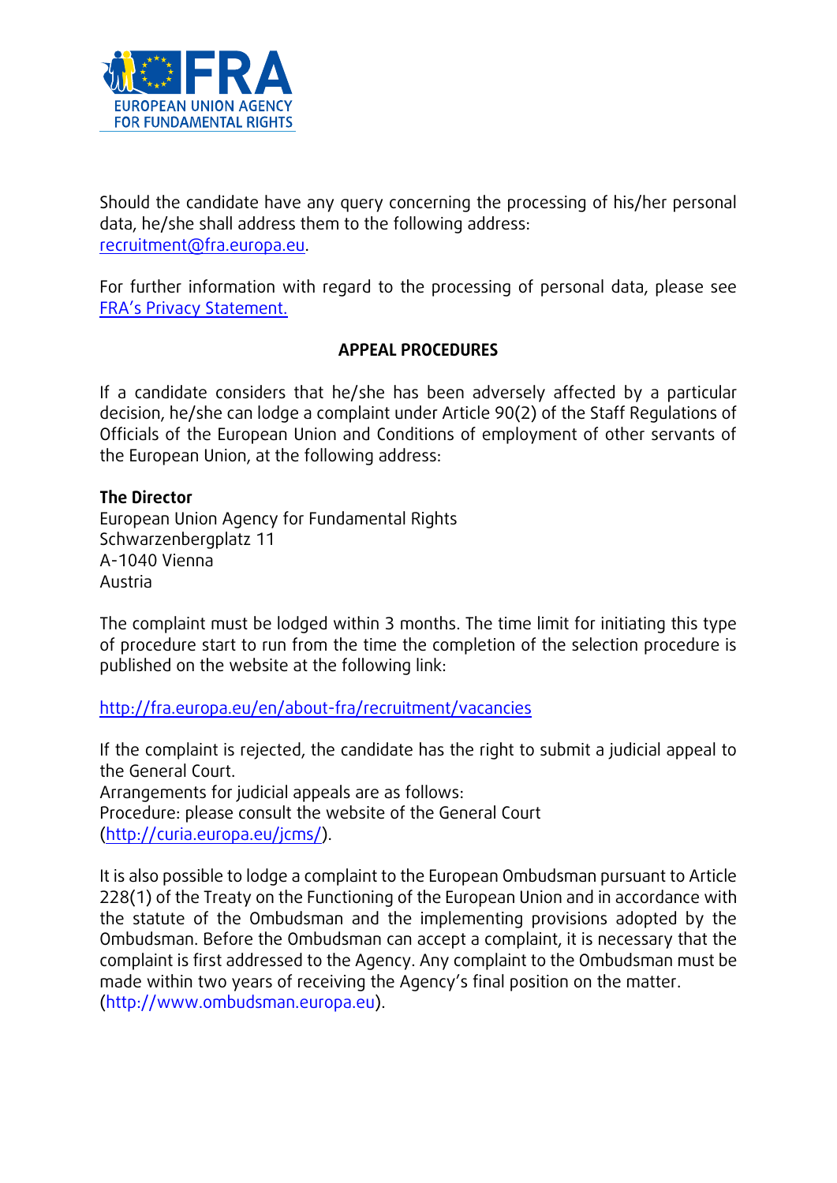Should the candidate have any query concerning the processing of his/her personal data, he/she shall address them to the following address: recruitment@fra.europa.eu.

For further information with regard to the processing of personal data, please see FRA's Privacy Statement.

## APPEAL PROCEDURES

If a candidate considers that he/she has been adversely affected by a particular decision, he/she can lodge a complaint under Article 90(2) of the Staff Regulations of Officials of the European Union and Conditions of employment of other servants of the European Union, at the following address:

**The Director**
European Union Agency for Fundamental Rights
Schwarzenbergplatz 11
A-1040 Vienna
Austria

The complaint must be lodged within 3 months. The time limit for initiating this type of procedure start to run from the time the completion of the selection procedure is published on the website at the following link:

http://fra.europa.eu/en/about-fra/recruitment/vacancies

If the complaint is rejected, the candidate has the right to submit a judicial appeal to the General Court.
Arrangements for judicial appeals are as follows:
Procedure: please consult the website of the General Court (http://curia.europa.eu/jcms/).

It is also possible to lodge a complaint to the European Ombudsman pursuant to Article 228(1) of the Treaty on the Functioning of the European Union and in accordance with the statute of the Ombudsman and the implementing provisions adopted by the Ombudsman. Before the Ombudsman can accept a complaint, it is necessary that the complaint is first addressed to the Agency. Any complaint to the Ombudsman must be made within two years of receiving the Agency's final position on the matter. (http://www.ombudsman.europa.eu).